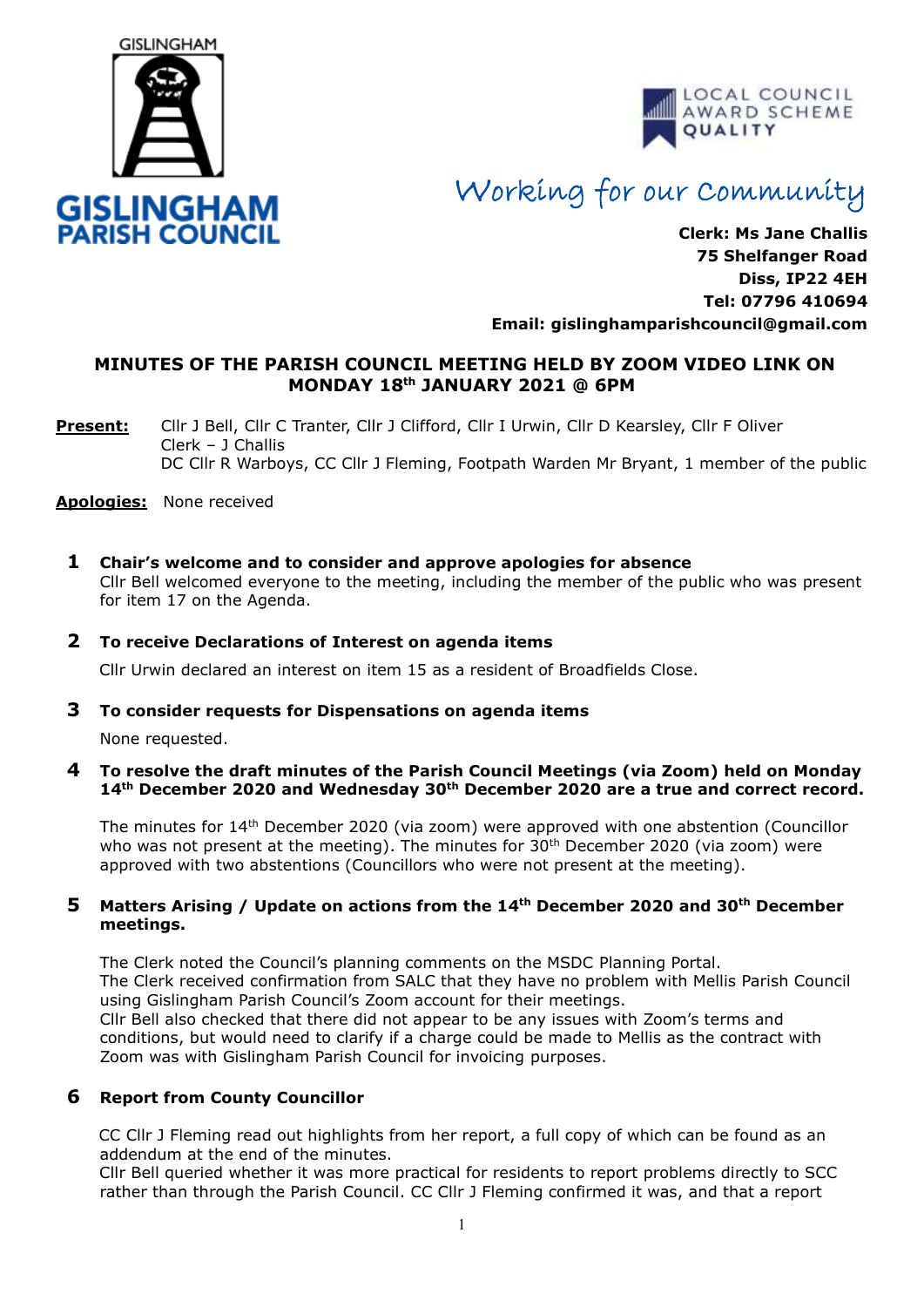GISLINGHAM

**GISLINGHAM PARISH COUNCIL**

LOCAL COUNCIL AWARD SCHEME QUALITY

*Working for our Community*

**Clerk: Ms Jane Challis**
**75 Shelfanger Road**
**Diss, IP22 4EH**
**Tel: 07796 410694**
**Email: gislinghamparishcouncil@gmail.com**

## MINUTES OF THE PARISH COUNCIL MEETING HELD BY ZOOM VIDEO LINK ON MONDAY 18th JANUARY 2021 @ 6PM

**Present:** Cllr J Bell, Cllr C Tranter, Cllr J Clifford, Cllr I Urwin, Cllr D Kearsley, Cllr F Oliver
Clerk – J Challis
DC Cllr R Warboys, CC Cllr J Fleming, Footpath Warden Mr Bryant, 1 member of the public

**Apologies:** None received

### 1 Chair's welcome and to consider and approve apologies for absence

Cllr Bell welcomed everyone to the meeting, including the member of the public who was present for item 17 on the Agenda.

### 2 To receive Declarations of Interest on agenda items

Cllr Urwin declared an interest on item 15 as a resident of Broadfields Close.

### 3 To consider requests for Dispensations on agenda items

None requested.

### 4 To resolve the draft minutes of the Parish Council Meetings (via Zoom) held on Monday 14th December 2020 and Wednesday 30th December 2020 are a true and correct record.

The minutes for 14th December 2020 (via zoom) were approved with one abstention (Councillor who was not present at the meeting). The minutes for 30th December 2020 (via zoom) were approved with two abstentions (Councillors who were not present at the meeting).

### 5 Matters Arising / Update on actions from the 14th December 2020 and 30th December meetings.

The Clerk noted the Council's planning comments on the MSDC Planning Portal.
The Clerk received confirmation from SALC that they have no problem with Mellis Parish Council using Gislingham Parish Council's Zoom account for their meetings.
Cllr Bell also checked that there did not appear to be any issues with Zoom's terms and conditions, but would need to clarify if a charge could be made to Mellis as the contract with Zoom was with Gislingham Parish Council for invoicing purposes.

### 6 Report from County Councillor

CC Cllr J Fleming read out highlights from her report, a full copy of which can be found as an addendum at the end of the minutes.
Cllr Bell queried whether it was more practical for residents to report problems directly to SCC rather than through the Parish Council. CC Cllr J Fleming confirmed it was, and that a report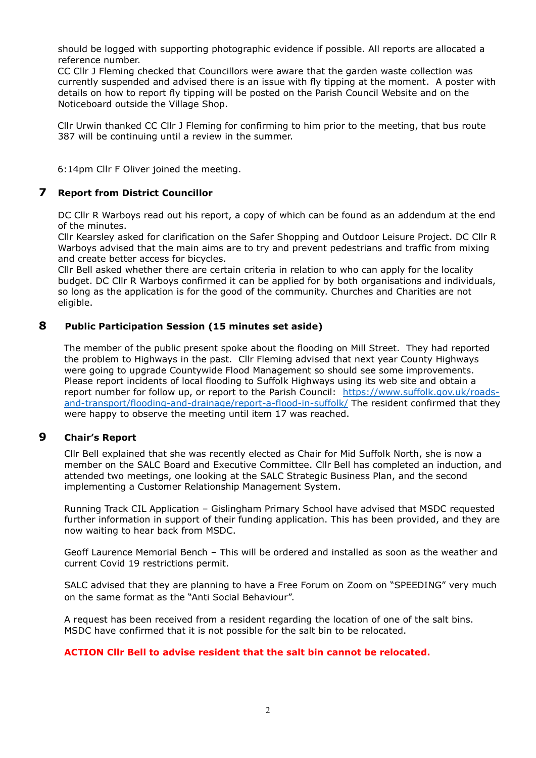should be logged with supporting photographic evidence if possible. All reports are allocated a reference number.
CC Cllr J Fleming checked that Councillors were aware that the garden waste collection was currently suspended and advised there is an issue with fly tipping at the moment. A poster with details on how to report fly tipping will be posted on the Parish Council Website and on the Noticeboard outside the Village Shop.

Cllr Urwin thanked CC Cllr J Fleming for confirming to him prior to the meeting, that bus route 387 will be continuing until a review in the summer.

6:14pm Cllr F Oliver joined the meeting.

## 7 Report from District Councillor

DC Cllr R Warboys read out his report, a copy of which can be found as an addendum at the end of the minutes.
Cllr Kearsley asked for clarification on the Safer Shopping and Outdoor Leisure Project. DC Cllr R Warboys advised that the main aims are to try and prevent pedestrians and traffic from mixing and create better access for bicycles.
Cllr Bell asked whether there are certain criteria in relation to who can apply for the locality budget. DC Cllr R Warboys confirmed it can be applied for by both organisations and individuals, so long as the application is for the good of the community. Churches and Charities are not eligible.

## 8 Public Participation Session (15 minutes set aside)

The member of the public present spoke about the flooding on Mill Street. They had reported the problem to Highways in the past. Cllr Fleming advised that next year County Highways were going to upgrade Countywide Flood Management so should see some improvements. Please report incidents of local flooding to Suffolk Highways using its web site and obtain a report number for follow up, or report to the Parish Council: [https://www.suffolk.gov.uk/roads-and-transport/flooding-and-drainage/report-a-flood-in-suffolk/](https://www.suffolk.gov.uk/roads-and-transport/flooding-and-drainage/report-a-flood-in-suffolk/) The resident confirmed that they were happy to observe the meeting until item 17 was reached.

## 9 Chair's Report

Cllr Bell explained that she was recently elected as Chair for Mid Suffolk North, she is now a member on the SALC Board and Executive Committee. Cllr Bell has completed an induction, and attended two meetings, one looking at the SALC Strategic Business Plan, and the second implementing a Customer Relationship Management System.

Running Track CIL Application – Gislingham Primary School have advised that MSDC requested further information in support of their funding application. This has been provided, and they are now waiting to hear back from MSDC.

Geoff Laurence Memorial Bench – This will be ordered and installed as soon as the weather and current Covid 19 restrictions permit.

SALC advised that they are planning to have a Free Forum on Zoom on "SPEEDING" very much on the same format as the "Anti Social Behaviour".

A request has been received from a resident regarding the location of one of the salt bins. MSDC have confirmed that it is not possible for the salt bin to be relocated.

**ACTION Cllr Bell to advise resident that the salt bin cannot be relocated.**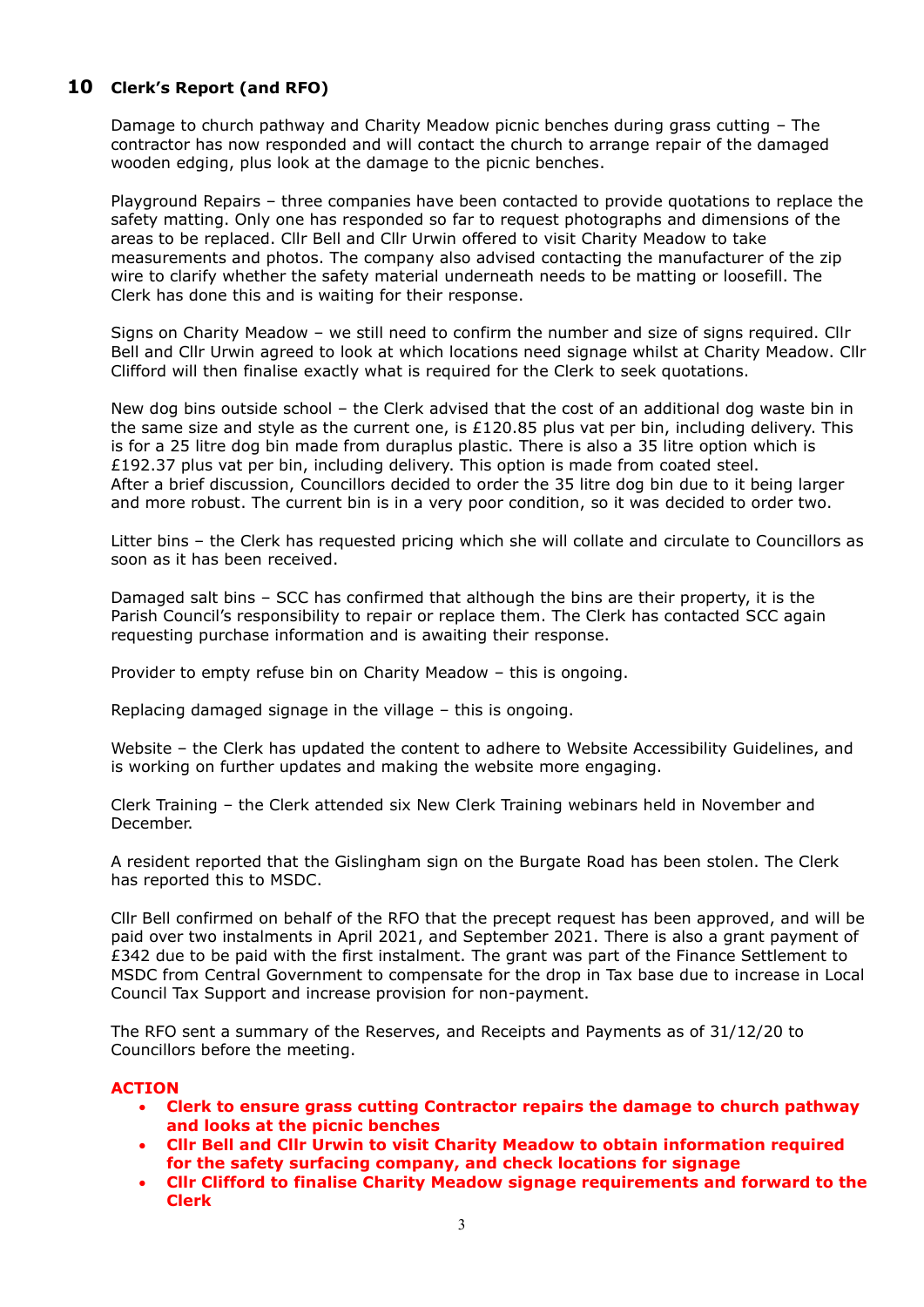## 10 Clerk's Report (and RFO)

Damage to church pathway and Charity Meadow picnic benches during grass cutting – The contractor has now responded and will contact the church to arrange repair of the damaged wooden edging, plus look at the damage to the picnic benches.

Playground Repairs – three companies have been contacted to provide quotations to replace the safety matting. Only one has responded so far to request photographs and dimensions of the areas to be replaced. Cllr Bell and Cllr Urwin offered to visit Charity Meadow to take measurements and photos. The company also advised contacting the manufacturer of the zip wire to clarify whether the safety material underneath needs to be matting or loosefill. The Clerk has done this and is waiting for their response.

Signs on Charity Meadow – we still need to confirm the number and size of signs required. Cllr Bell and Cllr Urwin agreed to look at which locations need signage whilst at Charity Meadow. Cllr Clifford will then finalise exactly what is required for the Clerk to seek quotations.

New dog bins outside school – the Clerk advised that the cost of an additional dog waste bin in the same size and style as the current one, is £120.85 plus vat per bin, including delivery. This is for a 25 litre dog bin made from duraplus plastic. There is also a 35 litre option which is £192.37 plus vat per bin, including delivery. This option is made from coated steel.
After a brief discussion, Councillors decided to order the 35 litre dog bin due to it being larger and more robust. The current bin is in a very poor condition, so it was decided to order two.

Litter bins – the Clerk has requested pricing which she will collate and circulate to Councillors as soon as it has been received.

Damaged salt bins – SCC has confirmed that although the bins are their property, it is the Parish Council's responsibility to repair or replace them. The Clerk has contacted SCC again requesting purchase information and is awaiting their response.

Provider to empty refuse bin on Charity Meadow – this is ongoing.

Replacing damaged signage in the village – this is ongoing.

Website – the Clerk has updated the content to adhere to Website Accessibility Guidelines, and is working on further updates and making the website more engaging.

Clerk Training – the Clerk attended six New Clerk Training webinars held in November and December.

A resident reported that the Gislingham sign on the Burgate Road has been stolen. The Clerk has reported this to MSDC.

Cllr Bell confirmed on behalf of the RFO that the precept request has been approved, and will be paid over two instalments in April 2021, and September 2021. There is also a grant payment of £342 due to be paid with the first instalment. The grant was part of the Finance Settlement to MSDC from Central Government to compensate for the drop in Tax base due to increase in Local Council Tax Support and increase provision for non-payment.

The RFO sent a summary of the Reserves, and Receipts and Payments as of 31/12/20 to Councillors before the meeting.

**ACTION**

- **Clerk to ensure grass cutting Contractor repairs the damage to church pathway and looks at the picnic benches**
- **Cllr Bell and Cllr Urwin to visit Charity Meadow to obtain information required for the safety surfacing company, and check locations for signage**
- **Cllr Clifford to finalise Charity Meadow signage requirements and forward to the Clerk**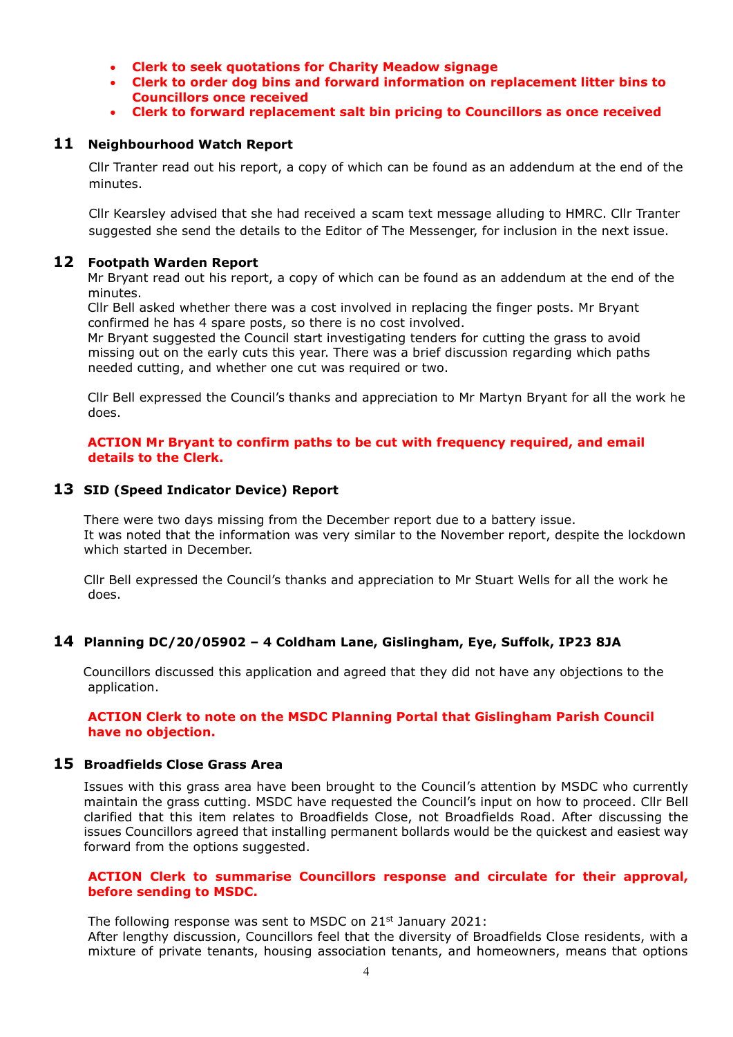- **Clerk to seek quotations for Charity Meadow signage**
- **Clerk to order dog bins and forward information on replacement litter bins to Councillors once received**
- **Clerk to forward replacement salt bin pricing to Councillors as once received**

## 11 Neighbourhood Watch Report

Cllr Tranter read out his report, a copy of which can be found as an addendum at the end of the minutes.

Cllr Kearsley advised that she had received a scam text message alluding to HMRC. Cllr Tranter suggested she send the details to the Editor of The Messenger, for inclusion in the next issue.

## 12 Footpath Warden Report

Mr Bryant read out his report, a copy of which can be found as an addendum at the end of the minutes.
Cllr Bell asked whether there was a cost involved in replacing the finger posts. Mr Bryant confirmed he has 4 spare posts, so there is no cost involved.
Mr Bryant suggested the Council start investigating tenders for cutting the grass to avoid missing out on the early cuts this year. There was a brief discussion regarding which paths needed cutting, and whether one cut was required or two.

Cllr Bell expressed the Council's thanks and appreciation to Mr Martyn Bryant for all the work he does.

**ACTION Mr Bryant to confirm paths to be cut with frequency required, and email details to the Clerk.**

## 13 SID (Speed Indicator Device) Report

There were two days missing from the December report due to a battery issue.
It was noted that the information was very similar to the November report, despite the lockdown which started in December.

Cllr Bell expressed the Council's thanks and appreciation to Mr Stuart Wells for all the work he does.

## 14 Planning DC/20/05902 – 4 Coldham Lane, Gislingham, Eye, Suffolk, IP23 8JA

Councillors discussed this application and agreed that they did not have any objections to the application.

**ACTION Clerk to note on the MSDC Planning Portal that Gislingham Parish Council have no objection.**

## 15 Broadfields Close Grass Area

Issues with this grass area have been brought to the Council's attention by MSDC who currently maintain the grass cutting. MSDC have requested the Council's input on how to proceed. Cllr Bell clarified that this item relates to Broadfields Close, not Broadfields Road. After discussing the issues Councillors agreed that installing permanent bollards would be the quickest and easiest way forward from the options suggested.

**ACTION Clerk to summarise Councillors response and circulate for their approval, before sending to MSDC.**

The following response was sent to MSDC on 21st January 2021:
After lengthy discussion, Councillors feel that the diversity of Broadfields Close residents, with a mixture of private tenants, housing association tenants, and homeowners, means that options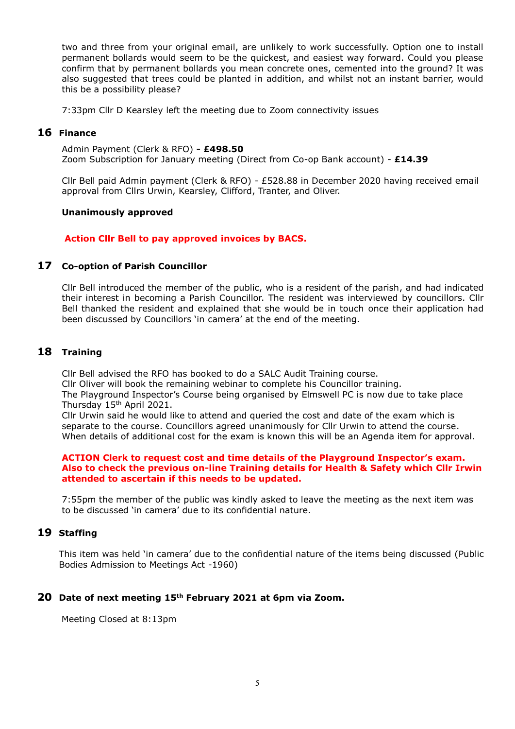two and three from your original email, are unlikely to work successfully. Option one to install permanent bollards would seem to be the quickest, and easiest way forward. Could you please confirm that by permanent bollards you mean concrete ones, cemented into the ground? It was also suggested that trees could be planted in addition, and whilst not an instant barrier, would this be a possibility please?

7:33pm Cllr D Kearsley left the meeting due to Zoom connectivity issues

## 16 Finance

Admin Payment (Clerk & RFO) **- £498.50**
Zoom Subscription for January meeting (Direct from Co-op Bank account) - **£14.39**

Cllr Bell paid Admin payment (Clerk & RFO) - £528.88 in December 2020 having received email approval from Cllrs Urwin, Kearsley, Clifford, Tranter, and Oliver.

**Unanimously approved**

**Action Cllr Bell to pay approved invoices by BACS.**

## 17 Co-option of Parish Councillor

Cllr Bell introduced the member of the public, who is a resident of the parish, and had indicated their interest in becoming a Parish Councillor. The resident was interviewed by councillors. Cllr Bell thanked the resident and explained that she would be in touch once their application had been discussed by Councillors 'in camera' at the end of the meeting.

## 18 Training

Cllr Bell advised the RFO has booked to do a SALC Audit Training course.
Cllr Oliver will book the remaining webinar to complete his Councillor training.
The Playground Inspector's Course being organised by Elmswell PC is now due to take place Thursday 15th April 2021.
Cllr Urwin said he would like to attend and queried the cost and date of the exam which is separate to the course. Councillors agreed unanimously for Cllr Urwin to attend the course. When details of additional cost for the exam is known this will be an Agenda item for approval.

**ACTION Clerk to request cost and time details of the Playground Inspector's exam. Also to check the previous on-line Training details for Health & Safety which Cllr Irwin attended to ascertain if this needs to be updated.**

7:55pm the member of the public was kindly asked to leave the meeting as the next item was to be discussed 'in camera' due to its confidential nature.

## 19 Staffing

This item was held 'in camera' due to the confidential nature of the items being discussed (Public Bodies Admission to Meetings Act -1960)

## 20 Date of next meeting 15th February 2021 at 6pm via Zoom.

Meeting Closed at 8:13pm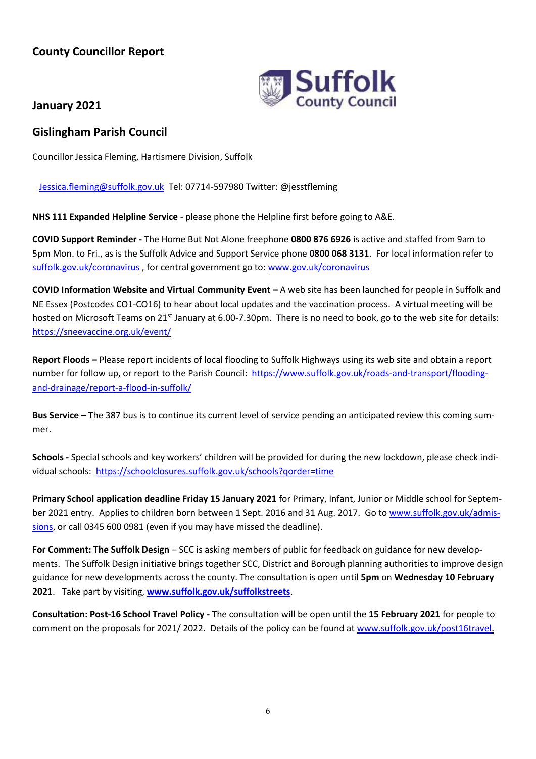## County Councillor Report

## January 2021

## Gislingham Parish Council

Councillor Jessica Fleming, Hartismere Division, Suffolk

Jessica.fleming@suffolk.gov.uk Tel: 07714-597980 Twitter: @jesstfleming

**NHS 111 Expanded Helpline Service** - please phone the Helpline first before going to A&E.

**COVID Support Reminder -** The Home But Not Alone freephone **0800 876 6926** is active and staffed from 9am to 5pm Mon. to Fri., as is the Suffolk Advice and Support Service phone **0800 068 3131**. For local information refer to suffolk.gov.uk/coronavirus , for central government go to: www.gov.uk/coronavirus

**COVID Information Website and Virtual Community Event –** A web site has been launched for people in Suffolk and NE Essex (Postcodes CO1-CO16) to hear about local updates and the vaccination process. A virtual meeting will be hosted on Microsoft Teams on 21st January at 6.00-7.30pm. There is no need to book, go to the web site for details: https://sneevaccine.org.uk/event/

**Report Floods –** Please report incidents of local flooding to Suffolk Highways using its web site and obtain a report number for follow up, or report to the Parish Council: https://www.suffolk.gov.uk/roads-and-transport/flooding-and-drainage/report-a-flood-in-suffolk/

**Bus Service –** The 387 bus is to continue its current level of service pending an anticipated review this coming summer.

**Schools -** Special schools and key workers' children will be provided for during the new lockdown, please check individual schools: https://schoolclosures.suffolk.gov.uk/schools?qorder=time

**Primary School application deadline Friday 15 January 2021** for Primary, Infant, Junior or Middle school for September 2021 entry. Applies to children born between 1 Sept. 2016 and 31 Aug. 2017. Go to www.suffolk.gov.uk/admissions, or call 0345 600 0981 (even if you may have missed the deadline).

**For Comment: The Suffolk Design** – SCC is asking members of public for feedback on guidance for new developments. The Suffolk Design initiative brings together SCC, District and Borough planning authorities to improve design guidance for new developments across the county. The consultation is open until **5pm** on **Wednesday 10 February 2021**. Take part by visiting, **www.suffolk.gov.uk/suffolkstreets**.

**Consultation: Post-16 School Travel Policy -** The consultation will be open until the **15 February 2021** for people to comment on the proposals for 2021/ 2022. Details of the policy can be found at www.suffolk.gov.uk/post16travel.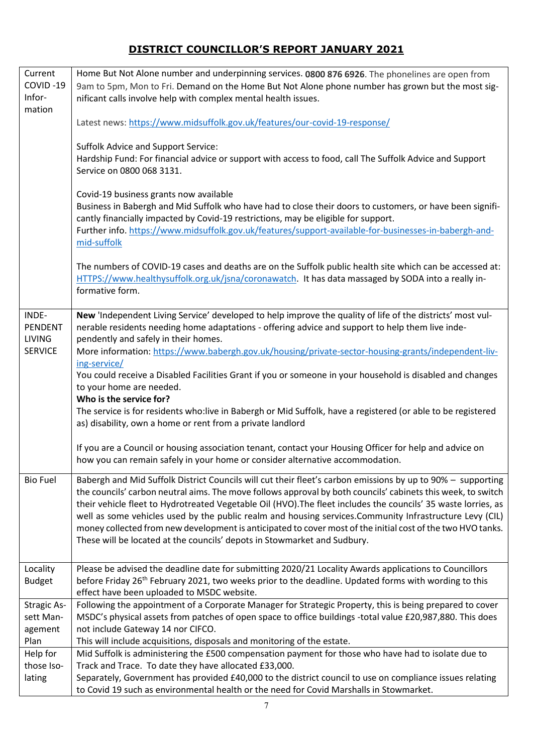## DISTRICT COUNCILLOR'S REPORT JANUARY 2021

| | |
|---|---|
| Current COVID -19 Information | Home But Not Alone number and underpinning services. **0800 876 6926**. The phonelines are open from 9am to 5pm, Mon to Fri. Demand on the Home But Not Alone phone number has grown but the most significant calls involve help with complex mental health issues.<br><br>Latest news: https://www.midsuffolk.gov.uk/features/our-covid-19-response/<br><br>Suffolk Advice and Support Service:<br>Hardship Fund: For financial advice or support with access to food, call The Suffolk Advice and Support Service on 0800 068 3131.<br><br>Covid-19 business grants now available<br>Business in Babergh and Mid Suffolk who have had to close their doors to customers, or have been significantly financially impacted by Covid-19 restrictions, may be eligible for support.<br>Further info. https://www.midsuffolk.gov.uk/features/support-available-for-businesses-in-babergh-and-mid-suffolk<br><br>The numbers of COVID-19 cases and deaths are on the Suffolk public health site which can be accessed at: HTTPS://www.healthysuffolk.org.uk/jsna/coronawatch. It has data massaged by SODA into a really informative form. |
| INDEPENDENT LIVING SERVICE | **New** 'Independent Living Service' developed to help improve the quality of life of the districts' most vulnerable residents needing home adaptations - offering advice and support to help them live independently and safely in their homes.<br>More information: https://www.babergh.gov.uk/housing/private-sector-housing-grants/independent-living-service/<br>You could receive a Disabled Facilities Grant if you or someone in your household is disabled and changes to your home are needed.<br>**Who is the service for?**<br>The service is for residents who:live in Babergh or Mid Suffolk, have a registered (or able to be registered as) disability, own a home or rent from a private landlord<br><br>If you are a Council or housing association tenant, contact your Housing Officer for help and advice on how you can remain safely in your home or consider alternative accommodation. |
| Bio Fuel | Babergh and Mid Suffolk District Councils will cut their fleet's carbon emissions by up to 90% – supporting the councils' carbon neutral aims. The move follows approval by both councils' cabinets this week, to switch their vehicle fleet to Hydrotreated Vegetable Oil (HVO).The fleet includes the councils' 35 waste lorries, as well as some vehicles used by the public realm and housing services.Community Infrastructure Levy (CIL) money collected from new development is anticipated to cover most of the initial cost of the two HVO tanks. These will be located at the councils' depots in Stowmarket and Sudbury. |
| Locality Budget | Please be advised the deadline date for submitting 2020/21 Locality Awards applications to Councillors before Friday 26th February 2021, two weeks prior to the deadline. Updated forms with wording to this effect have been uploaded to MSDC website. |
| Stragic Assett Management Plan | Following the appointment of a Corporate Manager for Strategic Property, this is being prepared to cover MSDC's physical assets from patches of open space to office buildings -total value £20,987,880. This does not include Gateway 14 nor CIFCO.<br>This will include acquisitions, disposals and monitoring of the estate. |
| Help for those Isolating | Mid Suffolk is administering the £500 compensation payment for those who have had to isolate due to Track and Trace. To date they have allocated £33,000.<br>Separately, Government has provided £40,000 to the district council to use on compliance issues relating to Covid 19 such as environmental health or the need for Covid Marshalls in Stowmarket. |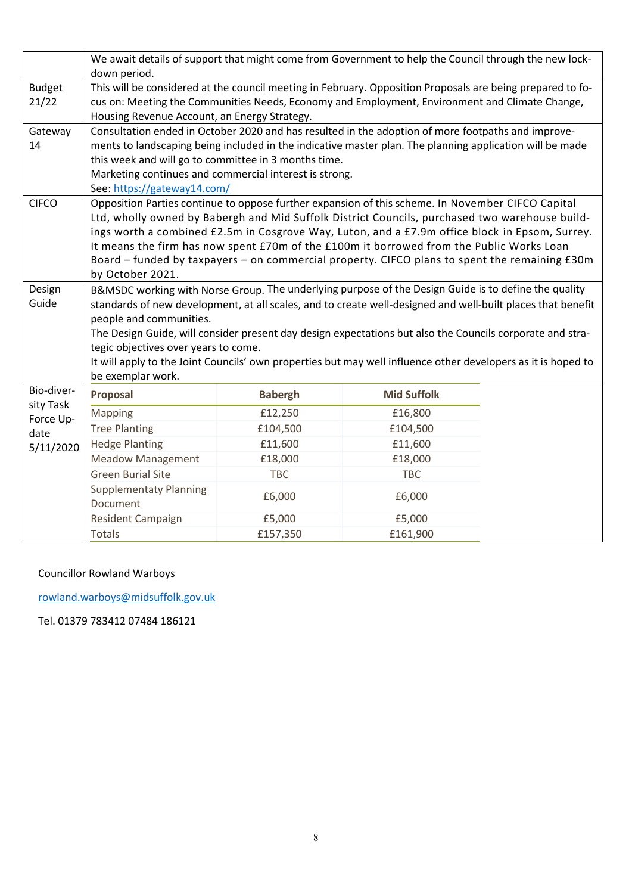| | |
|---|---|
| | We await details of support that might come from Government to help the Council through the new lock-down period. |
| Budget 21/22 | This will be considered at the council meeting in February. Opposition Proposals are being prepared to focus on: Meeting the Communities Needs, Economy and Employment, Environment and Climate Change, Housing Revenue Account, an Energy Strategy. |
| Gateway 14 | Consultation ended in October 2020 and has resulted in the adoption of more footpaths and improvements to landscaping being included in the indicative master plan. The planning application will be made this week and will go to committee in 3 months time.<br>Marketing continues and commercial interest is strong.<br>See: https://gateway14.com/ |
| CIFCO | Opposition Parties continue to oppose further expansion of this scheme. In November CIFCO Capital Ltd, wholly owned by Babergh and Mid Suffolk District Councils, purchased two warehouse buildings worth a combined £2.5m in Cosgrove Way, Luton, and a £7.9m office block in Epsom, Surrey. It means the firm has now spent £70m of the £100m it borrowed from the Public Works Loan Board – funded by taxpayers – on commercial property. CIFCO plans to spent the remaining £30m by October 2021. |
| Design Guide | B&MSDC working with Norse Group. The underlying purpose of the Design Guide is to define the quality standards of new development, at all scales, and to create well-designed and well-built places that benefit people and communities.<br>The Design Guide, will consider present day design expectations but also the Councils corporate and strategic objectives over years to come.<br>It will apply to the Joint Councils' own properties but may well influence other developers as it is hoped to be exemplar work. |

**Bio-diversity Task Force Update 5/11/2020**

| Proposal | Babergh | Mid Suffolk |
|---|---|---|
| Mapping | £12,250 | £16,800 |
| Tree Planting | £104,500 | £104,500 |
| Hedge Planting | £11,600 | £11,600 |
| Meadow Management | £18,000 | £18,000 |
| Green Burial Site | TBC | TBC |
| Supplementaty Planning Document | £6,000 | £6,000 |
| Resident Campaign | £5,000 | £5,000 |
| Totals | £157,350 | £161,900 |

Councillor Rowland Warboys

rowland.warboys@midsuffolk.gov.uk

Tel. 01379 783412 07484 186121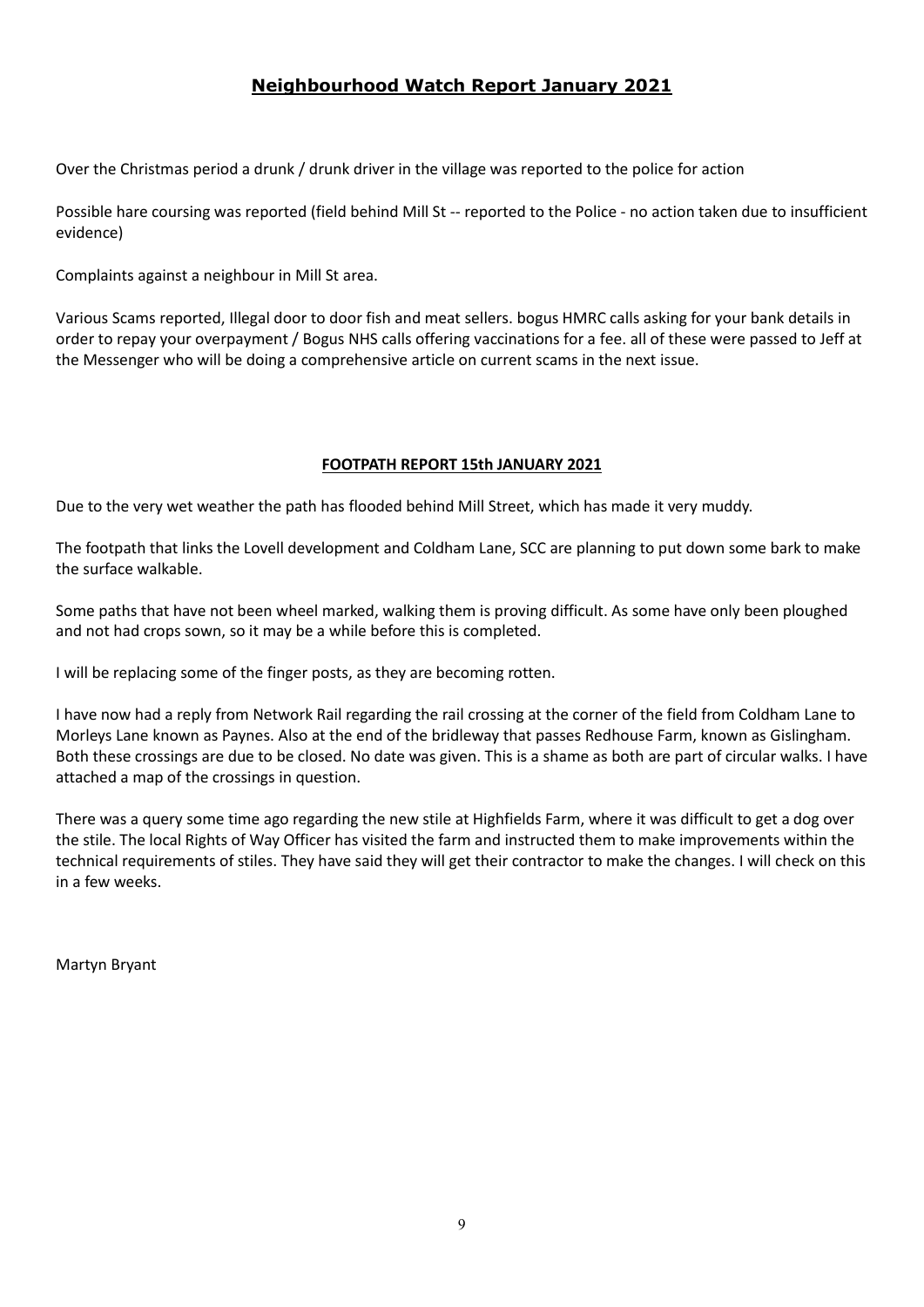## Neighbourhood Watch Report January 2021

Over the Christmas period a drunk / drunk driver in the village was reported to the police for action

Possible hare coursing was reported (field behind Mill St -- reported to the Police - no action taken due to insufficient evidence)

Complaints against a neighbour in Mill St area.

Various Scams reported, Illegal door to door fish and meat sellers. bogus HMRC calls asking for your bank details in order to repay your overpayment / Bogus NHS calls offering vaccinations for a fee. all of these were passed to Jeff at the Messenger who will be doing a comprehensive article on current scams in the next issue.

### FOOTPATH REPORT 15th JANUARY 2021

Due to the very wet weather the path has flooded behind Mill Street, which has made it very muddy.

The footpath that links the Lovell development and Coldham Lane, SCC are planning to put down some bark to make the surface walkable.

Some paths that have not been wheel marked, walking them is proving difficult. As some have only been ploughed and not had crops sown, so it may be a while before this is completed.

I will be replacing some of the finger posts, as they are becoming rotten.

I have now had a reply from Network Rail regarding the rail crossing at the corner of the field from Coldham Lane to Morleys Lane known as Paynes. Also at the end of the bridleway that passes Redhouse Farm, known as Gislingham. Both these crossings are due to be closed. No date was given. This is a shame as both are part of circular walks. I have attached a map of the crossings in question.

There was a query some time ago regarding the new stile at Highfields Farm, where it was difficult to get a dog over the stile. The local Rights of Way Officer has visited the farm and instructed them to make improvements within the technical requirements of stiles. They have said they will get their contractor to make the changes. I will check on this in a few weeks.

Martyn Bryant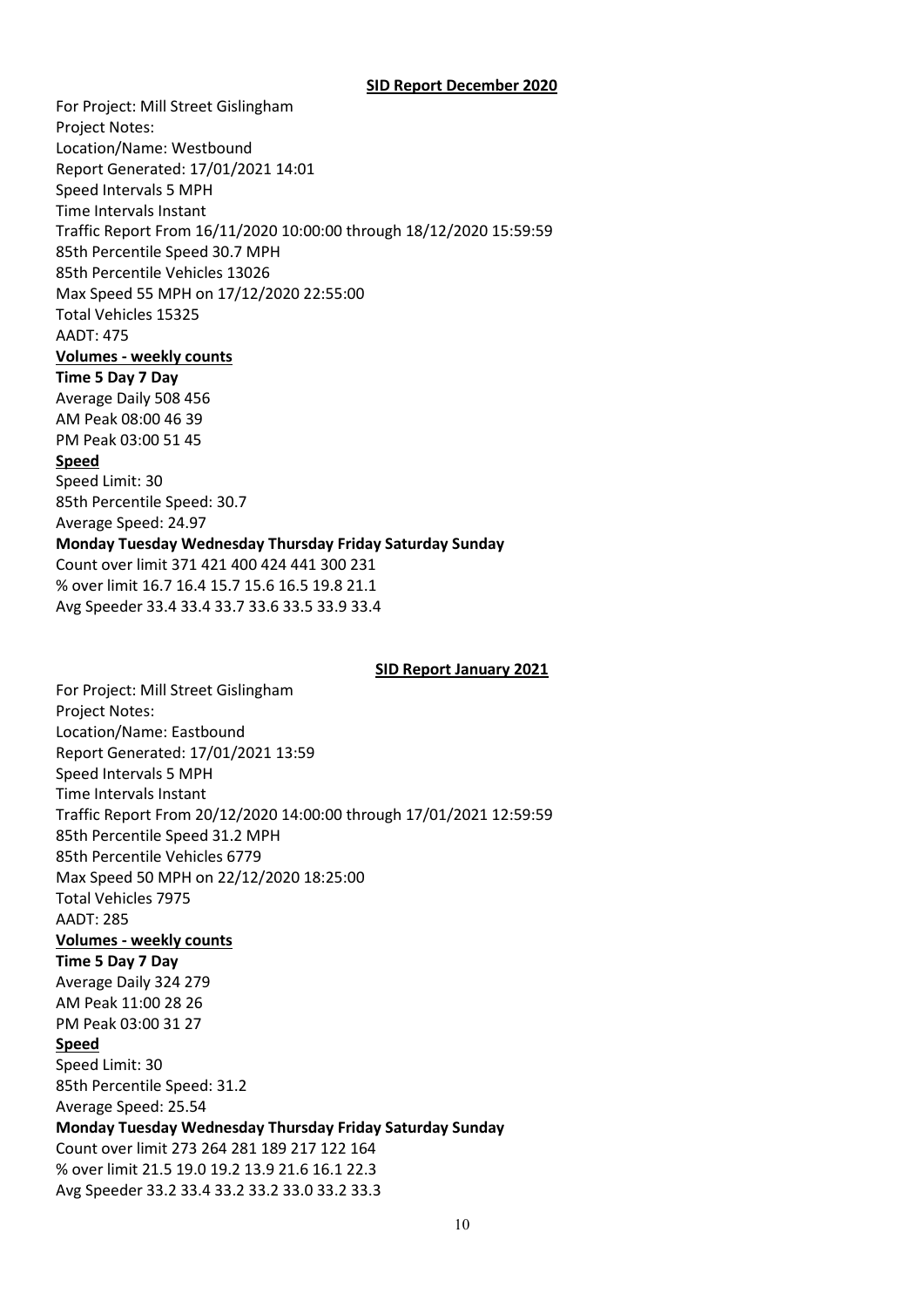**SID Report December 2020**

For Project: Mill Street Gislingham
Project Notes:
Location/Name: Westbound
Report Generated: 17/01/2021 14:01
Speed Intervals 5 MPH
Time Intervals Instant
Traffic Report From 16/11/2020 10:00:00 through 18/12/2020 15:59:59
85th Percentile Speed 30.7 MPH
85th Percentile Vehicles 13026
Max Speed 55 MPH on 17/12/2020 22:55:00
Total Vehicles 15325
AADT: 475

**Volumes - weekly counts**

| Time | 5 Day | 7 Day |
|---|---|---|
| Average Daily | 508 | 456 |
| AM Peak 08:00 | 46 | 39 |
| PM Peak 03:00 | 51 | 45 |

**Speed**

Speed Limit: 30
85th Percentile Speed: 30.7
Average Speed: 24.97

| | Monday | Tuesday | Wednesday | Thursday | Friday | Saturday | Sunday |
|---|---|---|---|---|---|---|---|
| Count over limit | 371 | 421 | 400 | 424 | 441 | 300 | 231 |
| % over limit | 16.7 | 16.4 | 15.7 | 15.6 | 16.5 | 19.8 | 21.1 |
| Avg Speeder | 33.4 | 33.4 | 33.7 | 33.6 | 33.5 | 33.9 | 33.4 |

**SID Report January 2021**

For Project: Mill Street Gislingham
Project Notes:
Location/Name: Eastbound
Report Generated: 17/01/2021 13:59
Speed Intervals 5 MPH
Time Intervals Instant
Traffic Report From 20/12/2020 14:00:00 through 17/01/2021 12:59:59
85th Percentile Speed 31.2 MPH
85th Percentile Vehicles 6779
Max Speed 50 MPH on 22/12/2020 18:25:00
Total Vehicles 7975
AADT: 285

**Volumes - weekly counts**

| Time | 5 Day | 7 Day |
|---|---|---|
| Average Daily | 324 | 279 |
| AM Peak 11:00 | 28 | 26 |
| PM Peak 03:00 | 31 | 27 |

**Speed**

Speed Limit: 30
85th Percentile Speed: 31.2
Average Speed: 25.54

| | Monday | Tuesday | Wednesday | Thursday | Friday | Saturday | Sunday |
|---|---|---|---|---|---|---|---|
| Count over limit | 273 | 264 | 281 | 189 | 217 | 122 | 164 |
| % over limit | 21.5 | 19.0 | 19.2 | 13.9 | 21.6 | 16.1 | 22.3 |
| Avg Speeder | 33.2 | 33.4 | 33.2 | 33.2 | 33.0 | 33.2 | 33.3 |